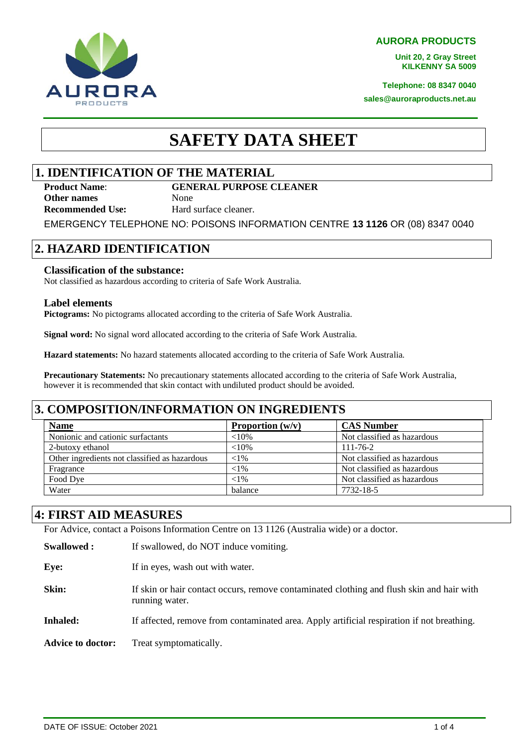AURORA PRODUCTS

Unit 20, 2 Gray Street
KILKENNY SA 5009

Telephone: 08 8347 0040
sales@auroraproducts.net.au

# SAFETY DATA SHEET

## 1. IDENTIFICATION OF THE MATERIAL

**Product Name**: **GENERAL PURPOSE CLEANER**
**Other names** None
**Recommended Use:** Hard surface cleaner.

EMERGENCY TELEPHONE NO: POISONS INFORMATION CENTRE **13 1126** OR (08) 8347 0040

## 2. HAZARD IDENTIFICATION

### Classification of the substance:

Not classified as hazardous according to criteria of Safe Work Australia.

### Label elements

**Pictograms:** No pictograms allocated according to the criteria of Safe Work Australia.

**Signal word:** No signal word allocated according to the criteria of Safe Work Australia.

**Hazard statements:** No hazard statements allocated according to the criteria of Safe Work Australia.

**Precautionary Statements:** No precautionary statements allocated according to the criteria of Safe Work Australia, however it is recommended that skin contact with undiluted product should be avoided.

## 3. COMPOSITION/INFORMATION ON INGREDIENTS

| Name | Proportion (w/v) | CAS Number |
|---|---|---|
| Nonionic and cationic surfactants | <10% | Not classified as hazardous |
| 2-butoxy ethanol | <10% | 111-76-2 |
| Other ingredients not classified as hazardous | <1% | Not classified as hazardous |
| Fragrance | <1% | Not classified as hazardous |
| Food Dye | <1% | Not classified as hazardous |
| Water | balance | 7732-18-5 |

## 4: FIRST AID MEASURES

For Advice, contact a Poisons Information Centre on 13 1126 (Australia wide) or a doctor.

**Swallowed :** If swallowed, do NOT induce vomiting.

**Eye:** If in eyes, wash out with water.

**Skin:** If skin or hair contact occurs, remove contaminated clothing and flush skin and hair with running water.

**Inhaled:** If affected, remove from contaminated area. Apply artificial respiration if not breathing.

**Advice to doctor:** Treat symptomatically.

DATE OF ISSUE: October 2021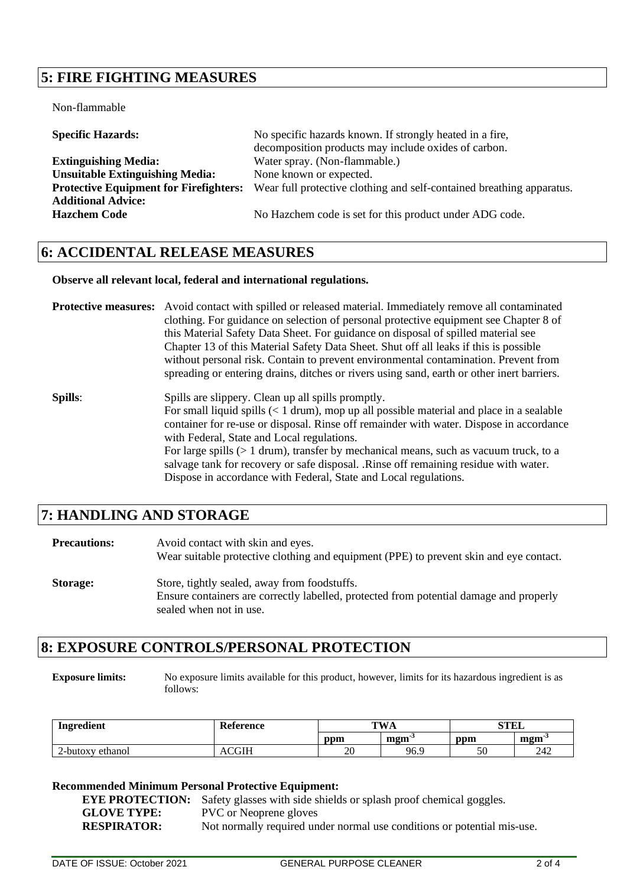## 5: FIRE FIGHTING MEASURES

Non-flammable

**Specific Hazards:** No specific hazards known. If strongly heated in a fire, decomposition products may include oxides of carbon.

**Extinguishing Media:** Water spray. (Non-flammable.)

**Unsuitable Extinguishing Media:** None known or expected.

**Protective Equipment for Firefighters:** Wear full protective clothing and self-contained breathing apparatus.

**Additional Advice:**

**Hazchem Code** No Hazchem code is set for this product under ADG code.

## 6: ACCIDENTAL RELEASE MEASURES

**Observe all relevant local, federal and international regulations.**

**Protective measures:** Avoid contact with spilled or released material. Immediately remove all contaminated clothing. For guidance on selection of personal protective equipment see Chapter 8 of this Material Safety Data Sheet. For guidance on disposal of spilled material see Chapter 13 of this Material Safety Data Sheet. Shut off all leaks if this is possible without personal risk. Contain to prevent environmental contamination. Prevent from spreading or entering drains, ditches or rivers using sand, earth or other inert barriers.

**Spills**: Spills are slippery. Clean up all spills promptly.
For small liquid spills (< 1 drum), mop up all possible material and place in a sealable container for re-use or disposal. Rinse off remainder with water. Dispose in accordance with Federal, State and Local regulations.
For large spills (> 1 drum), transfer by mechanical means, such as vacuum truck, to a salvage tank for recovery or safe disposal. .Rinse off remaining residue with water. Dispose in accordance with Federal, State and Local regulations.

## 7: HANDLING AND STORAGE

**Precautions:** Avoid contact with skin and eyes.
Wear suitable protective clothing and equipment (PPE) to prevent skin and eye contact.

**Storage:** Store, tightly sealed, away from foodstuffs.
Ensure containers are correctly labelled, protected from potential damage and properly sealed when not in use.

## 8: EXPOSURE CONTROLS/PERSONAL PROTECTION

**Exposure limits:** No exposure limits available for this product, however, limits for its hazardous ingredient is as follows:

| Ingredient | Reference | TWA | | STEL | |
|---|---|---|---|---|---|
| | | ppm | $mgm^{-3}$ | ppm | $mgm^{-3}$ |
| 2-butoxy ethanol | ACGIH | 20 | 96.9 | 50 | 242 |

**Recommended Minimum Personal Protective Equipment:**

**EYE PROTECTION:** Safety glasses with side shields or splash proof chemical goggles.

**GLOVE TYPE:** PVC or Neoprene gloves

**RESPIRATOR:** Not normally required under normal use conditions or potential mis-use.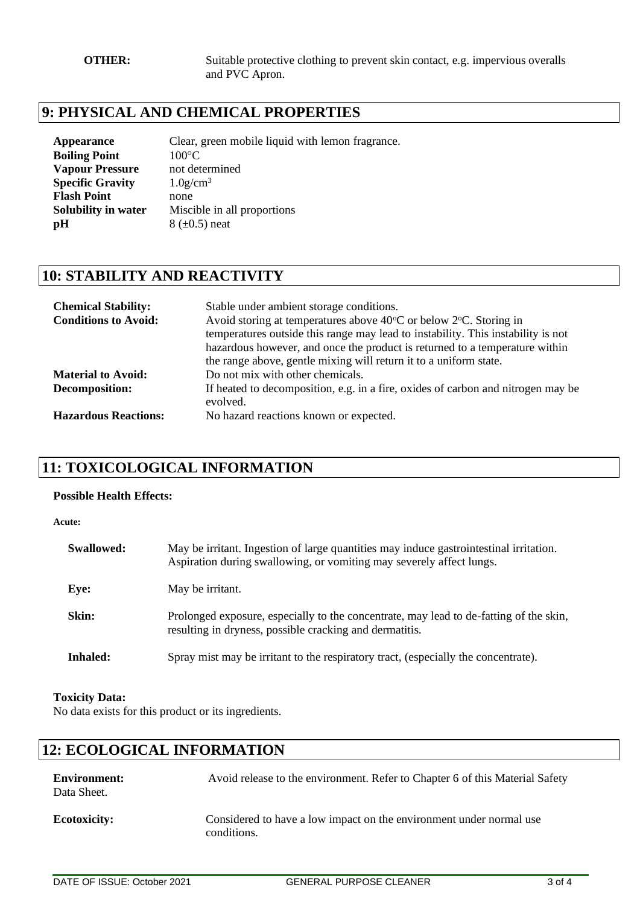**OTHER:** Suitable protective clothing to prevent skin contact, e.g. impervious overalls and PVC Apron.

## 9: PHYSICAL AND CHEMICAL PROPERTIES

| | |
|---|---|
| **Appearance** | Clear, green mobile liquid with lemon fragrance. |
| **Boiling Point** | 100°C |
| **Vapour Pressure** | not determined |
| **Specific Gravity** | $1.0 g/cm^3$ |
| **Flash Point** | none |
| **Solubility in water** | Miscible in all proportions |
| **pH** | 8 (±0.5) neat |

## 10: STABILITY AND REACTIVITY

| | |
|---|---|
| **Chemical Stability:** | Stable under ambient storage conditions. |
| **Conditions to Avoid:** | Avoid storing at temperatures above 40°C or below 2°C. Storing in temperatures outside this range may lead to instability. This instability is not hazardous however, and once the product is returned to a temperature within the range above, gentle mixing will return it to a uniform state. |
| **Material to Avoid:** | Do not mix with other chemicals. |
| **Decomposition:** | If heated to decomposition, e.g. in a fire, oxides of carbon and nitrogen may be evolved. |
| **Hazardous Reactions:** | No hazard reactions known or expected. |

## 11: TOXICOLOGICAL INFORMATION

**Possible Health Effects:**

**Acute:**

| | |
|---|---|
| **Swallowed:** | May be irritant. Ingestion of large quantities may induce gastrointestinal irritation. Aspiration during swallowing, or vomiting may severely affect lungs. |
| **Eye:** | May be irritant. |
| **Skin:** | Prolonged exposure, especially to the concentrate, may lead to de-fatting of the skin, resulting in dryness, possible cracking and dermatitis. |
| **Inhaled:** | Spray mist may be irritant to the respiratory tract, (especially the concentrate). |

**Toxicity Data:**
No data exists for this product or its ingredients.

## 12: ECOLOGICAL INFORMATION

**Environment:** Avoid release to the environment. Refer to Chapter 6 of this Material Safety Data Sheet.

**Ecotoxicity:** Considered to have a low impact on the environment under normal use conditions.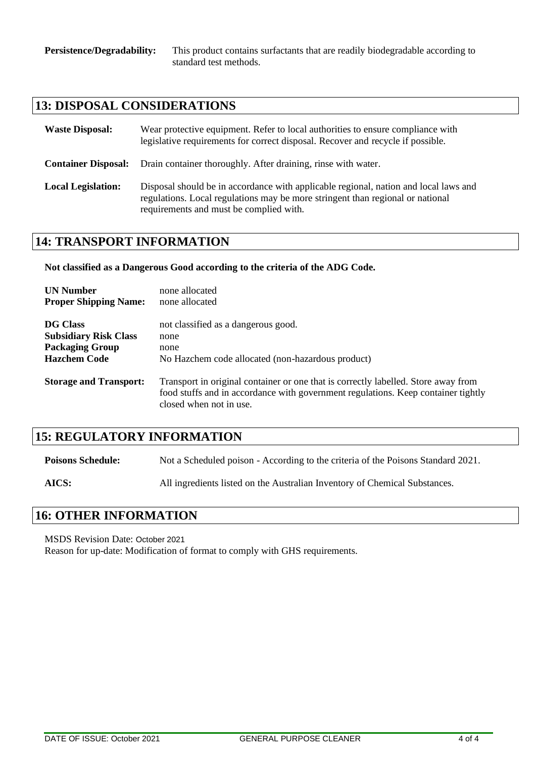**Persistence/Degradability:** This product contains surfactants that are readily biodegradable according to standard test methods.

## 13: DISPOSAL CONSIDERATIONS

**Waste Disposal:** Wear protective equipment. Refer to local authorities to ensure compliance with legislative requirements for correct disposal. Recover and recycle if possible.

**Container Disposal:** Drain container thoroughly. After draining, rinse with water.

**Local Legislation:** Disposal should be in accordance with applicable regional, nation and local laws and regulations. Local regulations may be more stringent than regional or national requirements and must be complied with.

## 14: TRANSPORT INFORMATION

**Not classified as a Dangerous Good according to the criteria of the ADG Code.**

**UN Number** none allocated
**Proper Shipping Name:** none allocated

**DG Class** not classified as a dangerous good.
**Subsidiary Risk Class** none
**Packaging Group** none
**Hazchem Code** No Hazchem code allocated (non-hazardous product)

**Storage and Transport:** Transport in original container or one that is correctly labelled. Store away from food stuffs and in accordance with government regulations. Keep container tightly closed when not in use.

## 15: REGULATORY INFORMATION

**Poisons Schedule:** Not a Scheduled poison - According to the criteria of the Poisons Standard 2021.

**AICS:** All ingredients listed on the Australian Inventory of Chemical Substances.

## 16: OTHER INFORMATION

MSDS Revision Date: October 2021
Reason for up-date: Modification of format to comply with GHS requirements.